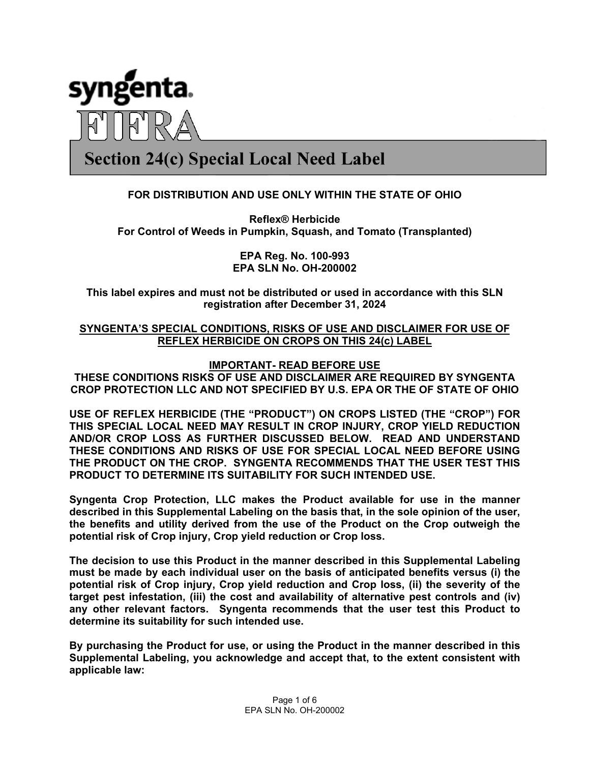syngenta.

FIFRA

# Section 24(c) Special Local Need Label

**FOR DISTRIBUTION AND USE ONLY WITHIN THE STATE OF OHIO**

**Reflex® Herbicide**
**For Control of Weeds in Pumpkin, Squash, and Tomato (Transplanted)**

**EPA Reg. No. 100-993**
**EPA SLN No. OH-200002**

**This label expires and must not be distributed or used in accordance with this SLN registration after December 31, 2024**

**SYNGENTA'S SPECIAL CONDITIONS, RISKS OF USE AND DISCLAIMER FOR USE OF REFLEX HERBICIDE ON CROPS ON THIS 24(c) LABEL**

**IMPORTANT- READ BEFORE USE**
**THESE CONDITIONS RISKS OF USE AND DISCLAIMER ARE REQUIRED BY SYNGENTA CROP PROTECTION LLC AND NOT SPECIFIED BY U.S. EPA OR THE OF STATE OF OHIO**

**USE OF REFLEX HERBICIDE (THE "PRODUCT") ON CROPS LISTED (THE "CROP") FOR THIS SPECIAL LOCAL NEED MAY RESULT IN CROP INJURY, CROP YIELD REDUCTION AND/OR CROP LOSS AS FURTHER DISCUSSED BELOW. READ AND UNDERSTAND THESE CONDITIONS AND RISKS OF USE FOR SPECIAL LOCAL NEED BEFORE USING THE PRODUCT ON THE CROP. SYNGENTA RECOMMENDS THAT THE USER TEST THIS PRODUCT TO DETERMINE ITS SUITABILITY FOR SUCH INTENDED USE.**

**Syngenta Crop Protection, LLC makes the Product available for use in the manner described in this Supplemental Labeling on the basis that, in the sole opinion of the user, the benefits and utility derived from the use of the Product on the Crop outweigh the potential risk of Crop injury, Crop yield reduction or Crop loss.**

**The decision to use this Product in the manner described in this Supplemental Labeling must be made by each individual user on the basis of anticipated benefits versus (i) the potential risk of Crop injury, Crop yield reduction and Crop loss, (ii) the severity of the target pest infestation, (iii) the cost and availability of alternative pest controls and (iv) any other relevant factors. Syngenta recommends that the user test this Product to determine its suitability for such intended use.**

**By purchasing the Product for use, or using the Product in the manner described in this Supplemental Labeling, you acknowledge and accept that, to the extent consistent with applicable law:**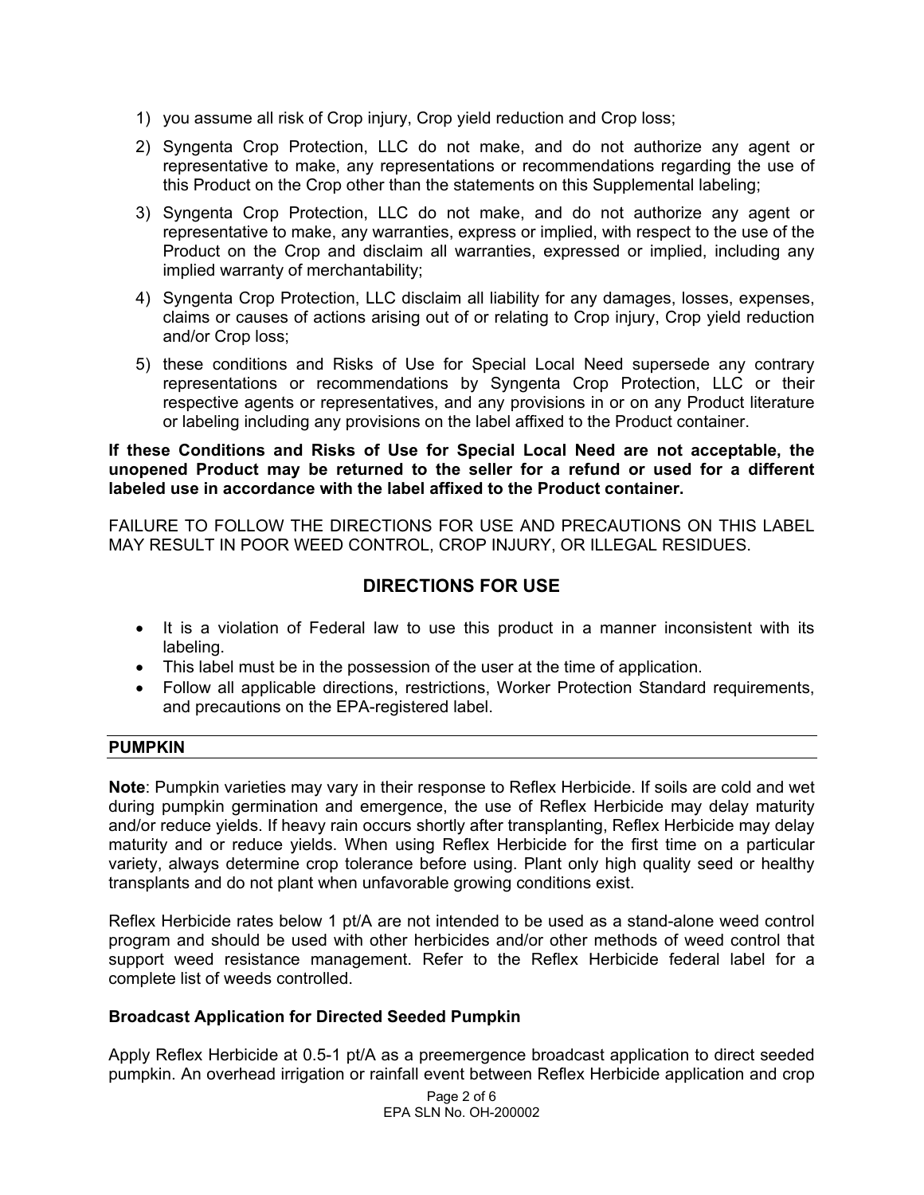1) you assume all risk of Crop injury, Crop yield reduction and Crop loss;
2) Syngenta Crop Protection, LLC do not make, and do not authorize any agent or representative to make, any representations or recommendations regarding the use of this Product on the Crop other than the statements on this Supplemental labeling;
3) Syngenta Crop Protection, LLC do not make, and do not authorize any agent or representative to make, any warranties, express or implied, with respect to the use of the Product on the Crop and disclaim all warranties, expressed or implied, including any implied warranty of merchantability;
4) Syngenta Crop Protection, LLC disclaim all liability for any damages, losses, expenses, claims or causes of actions arising out of or relating to Crop injury, Crop yield reduction and/or Crop loss;
5) these conditions and Risks of Use for Special Local Need supersede any contrary representations or recommendations by Syngenta Crop Protection, LLC or their respective agents or representatives, and any provisions in or on any Product literature or labeling including any provisions on the label affixed to the Product container.

**If these Conditions and Risks of Use for Special Local Need are not acceptable, the unopened Product may be returned to the seller for a refund or used for a different labeled use in accordance with the label affixed to the Product container.**

FAILURE TO FOLLOW THE DIRECTIONS FOR USE AND PRECAUTIONS ON THIS LABEL MAY RESULT IN POOR WEED CONTROL, CROP INJURY, OR ILLEGAL RESIDUES.

## DIRECTIONS FOR USE

- It is a violation of Federal law to use this product in a manner inconsistent with its labeling.
- This label must be in the possession of the user at the time of application.
- Follow all applicable directions, restrictions, Worker Protection Standard requirements, and precautions on the EPA-registered label.

## PUMPKIN

**Note**: Pumpkin varieties may vary in their response to Reflex Herbicide. If soils are cold and wet during pumpkin germination and emergence, the use of Reflex Herbicide may delay maturity and/or reduce yields. If heavy rain occurs shortly after transplanting, Reflex Herbicide may delay maturity and or reduce yields. When using Reflex Herbicide for the first time on a particular variety, always determine crop tolerance before using. Plant only high quality seed or healthy transplants and do not plant when unfavorable growing conditions exist.

Reflex Herbicide rates below 1 pt/A are not intended to be used as a stand-alone weed control program and should be used with other herbicides and/or other methods of weed control that support weed resistance management. Refer to the Reflex Herbicide federal label for a complete list of weeds controlled.

### Broadcast Application for Directed Seeded Pumpkin

Apply Reflex Herbicide at 0.5-1 pt/A as a preemergence broadcast application to direct seeded pumpkin. An overhead irrigation or rainfall event between Reflex Herbicide application and crop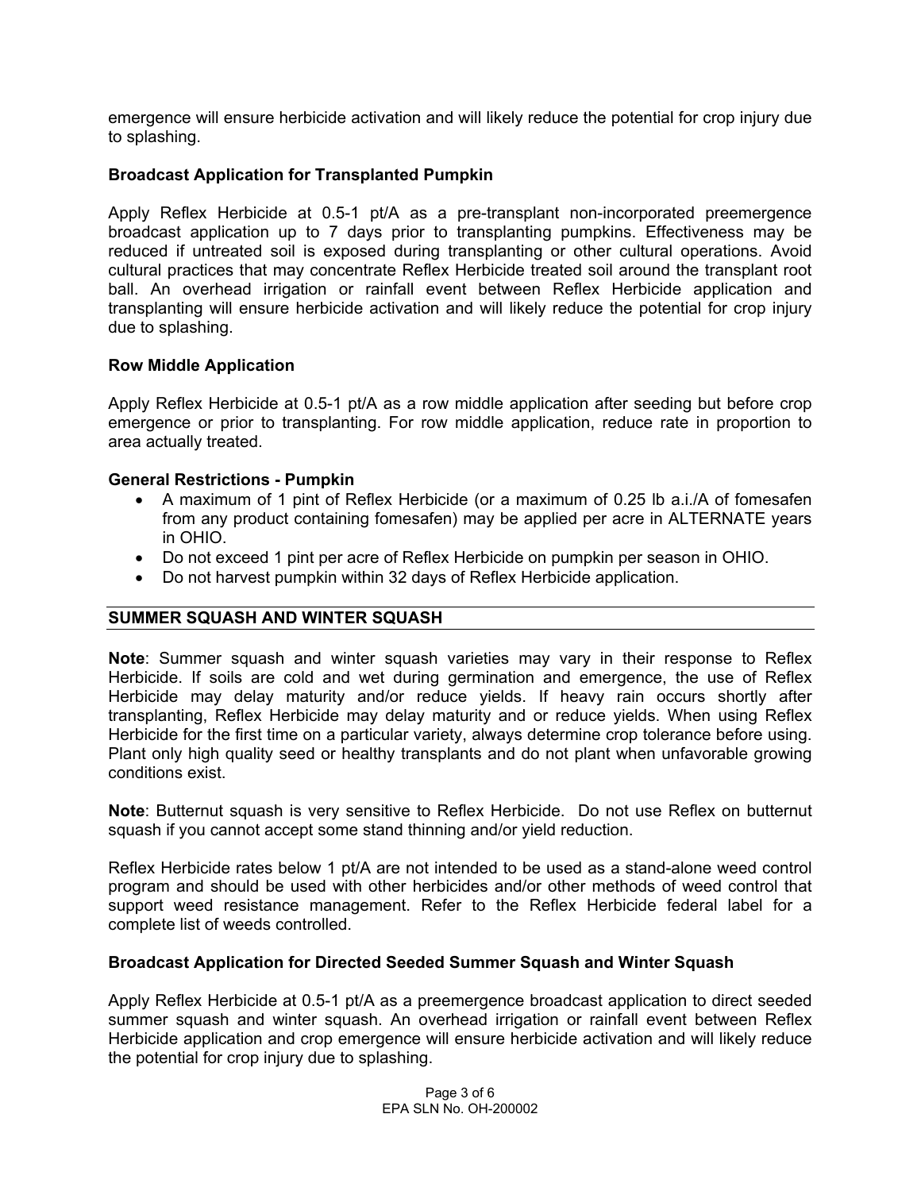emergence will ensure herbicide activation and will likely reduce the potential for crop injury due to splashing.

### Broadcast Application for Transplanted Pumpkin

Apply Reflex Herbicide at 0.5-1 pt/A as a pre-transplant non-incorporated preemergence broadcast application up to 7 days prior to transplanting pumpkins. Effectiveness may be reduced if untreated soil is exposed during transplanting or other cultural operations. Avoid cultural practices that may concentrate Reflex Herbicide treated soil around the transplant root ball. An overhead irrigation or rainfall event between Reflex Herbicide application and transplanting will ensure herbicide activation and will likely reduce the potential for crop injury due to splashing.

### Row Middle Application

Apply Reflex Herbicide at 0.5-1 pt/A as a row middle application after seeding but before crop emergence or prior to transplanting. For row middle application, reduce rate in proportion to area actually treated.

### General Restrictions - Pumpkin

- A maximum of 1 pint of Reflex Herbicide (or a maximum of 0.25 lb a.i./A of fomesafen from any product containing fomesafen) may be applied per acre in ALTERNATE years in OHIO.
- Do not exceed 1 pint per acre of Reflex Herbicide on pumpkin per season in OHIO.
- Do not harvest pumpkin within 32 days of Reflex Herbicide application.

## SUMMER SQUASH AND WINTER SQUASH

**Note**: Summer squash and winter squash varieties may vary in their response to Reflex Herbicide. If soils are cold and wet during germination and emergence, the use of Reflex Herbicide may delay maturity and/or reduce yields. If heavy rain occurs shortly after transplanting, Reflex Herbicide may delay maturity and or reduce yields. When using Reflex Herbicide for the first time on a particular variety, always determine crop tolerance before using. Plant only high quality seed or healthy transplants and do not plant when unfavorable growing conditions exist.

**Note**: Butternut squash is very sensitive to Reflex Herbicide. Do not use Reflex on butternut squash if you cannot accept some stand thinning and/or yield reduction.

Reflex Herbicide rates below 1 pt/A are not intended to be used as a stand-alone weed control program and should be used with other herbicides and/or other methods of weed control that support weed resistance management. Refer to the Reflex Herbicide federal label for a complete list of weeds controlled.

### Broadcast Application for Directed Seeded Summer Squash and Winter Squash

Apply Reflex Herbicide at 0.5-1 pt/A as a preemergence broadcast application to direct seeded summer squash and winter squash. An overhead irrigation or rainfall event between Reflex Herbicide application and crop emergence will ensure herbicide activation and will likely reduce the potential for crop injury due to splashing.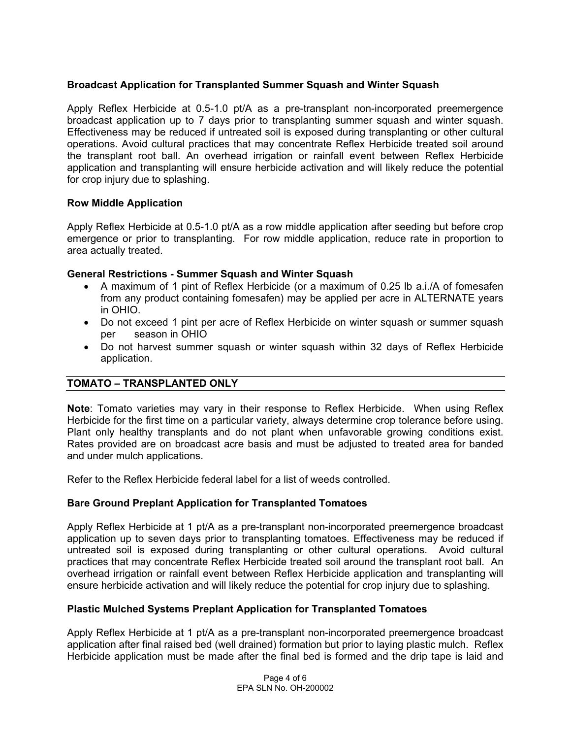**Broadcast Application for Transplanted Summer Squash and Winter Squash**

Apply Reflex Herbicide at 0.5-1.0 pt/A as a pre-transplant non-incorporated preemergence broadcast application up to 7 days prior to transplanting summer squash and winter squash. Effectiveness may be reduced if untreated soil is exposed during transplanting or other cultural operations. Avoid cultural practices that may concentrate Reflex Herbicide treated soil around the transplant root ball. An overhead irrigation or rainfall event between Reflex Herbicide application and transplanting will ensure herbicide activation and will likely reduce the potential for crop injury due to splashing.

**Row Middle Application**

Apply Reflex Herbicide at 0.5-1.0 pt/A as a row middle application after seeding but before crop emergence or prior to transplanting. For row middle application, reduce rate in proportion to area actually treated.

**General Restrictions - Summer Squash and Winter Squash**

- A maximum of 1 pint of Reflex Herbicide (or a maximum of 0.25 lb a.i./A of fomesafen from any product containing fomesafen) may be applied per acre in ALTERNATE years in OHIO.
- Do not exceed 1 pint per acre of Reflex Herbicide on winter squash or summer squash per season in OHIO
- Do not harvest summer squash or winter squash within 32 days of Reflex Herbicide application.

## TOMATO – TRANSPLANTED ONLY

**Note**: Tomato varieties may vary in their response to Reflex Herbicide. When using Reflex Herbicide for the first time on a particular variety, always determine crop tolerance before using. Plant only healthy transplants and do not plant when unfavorable growing conditions exist. Rates provided are on broadcast acre basis and must be adjusted to treated area for banded and under mulch applications.

Refer to the Reflex Herbicide federal label for a list of weeds controlled.

**Bare Ground Preplant Application for Transplanted Tomatoes**

Apply Reflex Herbicide at 1 pt/A as a pre-transplant non-incorporated preemergence broadcast application up to seven days prior to transplanting tomatoes. Effectiveness may be reduced if untreated soil is exposed during transplanting or other cultural operations. Avoid cultural practices that may concentrate Reflex Herbicide treated soil around the transplant root ball. An overhead irrigation or rainfall event between Reflex Herbicide application and transplanting will ensure herbicide activation and will likely reduce the potential for crop injury due to splashing.

**Plastic Mulched Systems Preplant Application for Transplanted Tomatoes**

Apply Reflex Herbicide at 1 pt/A as a pre-transplant non-incorporated preemergence broadcast application after final raised bed (well drained) formation but prior to laying plastic mulch. Reflex Herbicide application must be made after the final bed is formed and the drip tape is laid and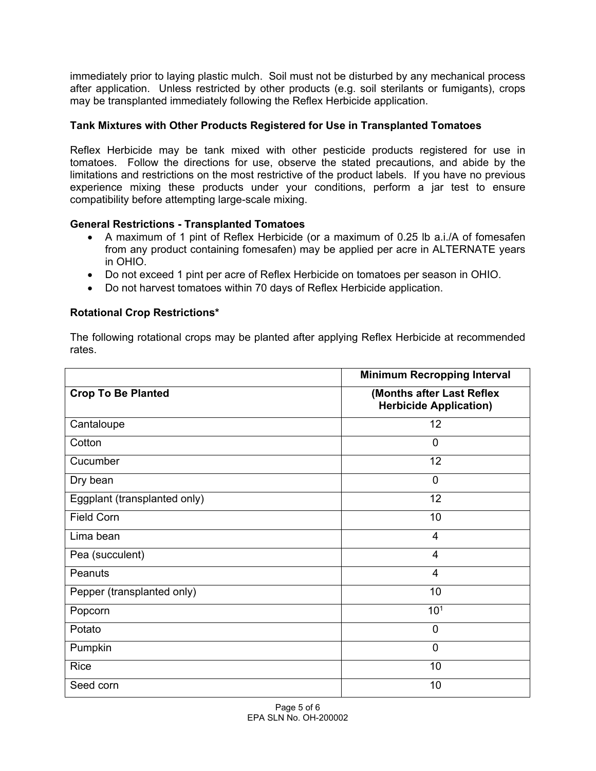immediately prior to laying plastic mulch. Soil must not be disturbed by any mechanical process after application. Unless restricted by other products (e.g. soil sterilants or fumigants), crops may be transplanted immediately following the Reflex Herbicide application.

**Tank Mixtures with Other Products Registered for Use in Transplanted Tomatoes**

Reflex Herbicide may be tank mixed with other pesticide products registered for use in tomatoes. Follow the directions for use, observe the stated precautions, and abide by the limitations and restrictions on the most restrictive of the product labels. If you have no previous experience mixing these products under your conditions, perform a jar test to ensure compatibility before attempting large-scale mixing.

**General Restrictions - Transplanted Tomatoes**

- A maximum of 1 pint of Reflex Herbicide (or a maximum of 0.25 lb a.i./A of fomesafen from any product containing fomesafen) may be applied per acre in ALTERNATE years in OHIO.
- Do not exceed 1 pint per acre of Reflex Herbicide on tomatoes per season in OHIO.
- Do not harvest tomatoes within 70 days of Reflex Herbicide application.

**Rotational Crop Restrictions***

The following rotational crops may be planted after applying Reflex Herbicide at recommended rates.

| | **Minimum Recropping Interval** |
|---|---|
| **Crop To Be Planted** | **(Months after Last Reflex Herbicide Application)** |
| Cantaloupe | 12 |
| Cotton | 0 |
| Cucumber | 12 |
| Dry bean | 0 |
| Eggplant (transplanted only) | 12 |
| Field Corn | 10 |
| Lima bean | 4 |
| Pea (succulent) | 4 |
| Peanuts | 4 |
| Pepper (transplanted only) | 10 |
| Popcorn | 10[1] |
| Potato | 0 |
| Pumpkin | 0 |
| Rice | 10 |
| Seed corn | 10 |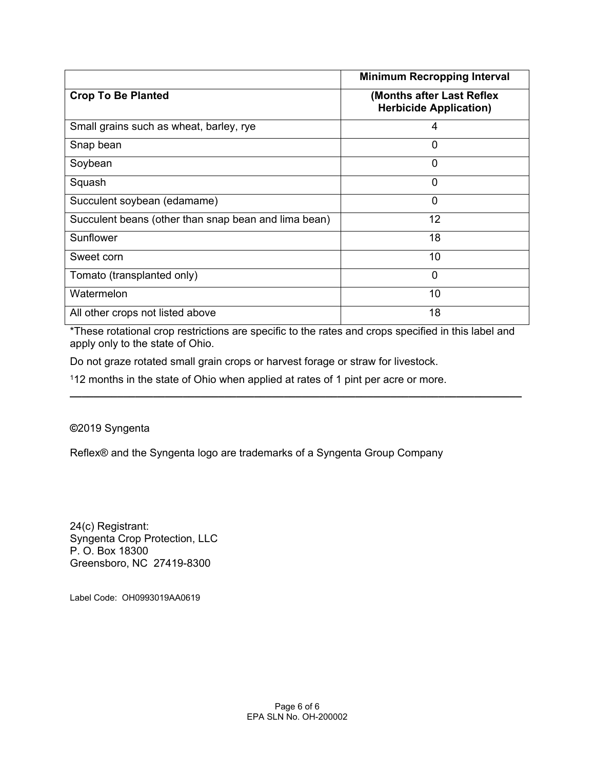| | Minimum Recropping Interval |
|---|---|
| **Crop To Be Planted** | **(Months after Last Reflex Herbicide Application)** |
| Small grains such as wheat, barley, rye | 4 |
| Snap bean | 0 |
| Soybean | 0 |
| Squash | 0 |
| Succulent soybean (edamame) | 0 |
| Succulent beans (other than snap bean and lima bean) | 12 |
| Sunflower | 18 |
| Sweet corn | 10 |
| Tomato (transplanted only) | 0 |
| Watermelon | 10 |
| All other crops not listed above | 18 |

*These rotational crop restrictions are specific to the rates and crops specified in this label and apply only to the state of Ohio.

Do not graze rotated small grain crops or harvest forage or straw for livestock.

[1]12 months in the state of Ohio when applied at rates of 1 pint per acre or more.

---

©2019 Syngenta

Reflex® and the Syngenta logo are trademarks of a Syngenta Group Company

24(c) Registrant:
Syngenta Crop Protection, LLC
P. O. Box 18300
Greensboro, NC 27419-8300

Label Code: OH0993019AA0619

EPA SLN No. OH-200002